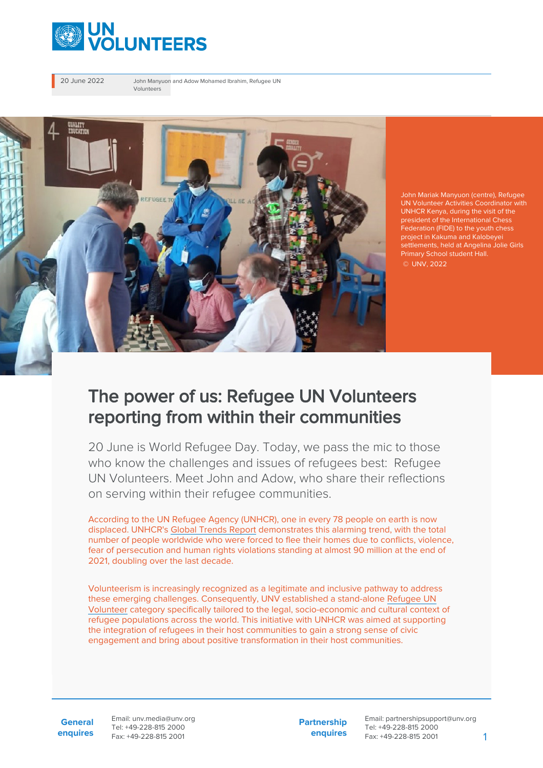20 June 2022

John Manyuon and Adow Mohamed Ibrahim, Refugee UN Volunteers

John Mariak Manyuon (centre), Refugee UN Volunteer Activities Coordinator with UNHCR Kenya, during the visit of the president of the International Chess Federation (FIDE) to the youth chess project in Kakuma and Kalobeyei settlements, held at Angelina Jolie Girls Primary School student Hall. © UNV, 2022

# The power of us: Refugee UN Volunteers reporting from within their communities

20 June is World Refugee Day. Today, we pass the mic to those who know the challenges and issues of refugees best: Refugee UN Volunteers. Meet John and Adow, who share their reflections on serving within their refugee communities.

According to the UN Refugee Agency (UNHCR), one in every 78 people on earth is now displaced. UNHCR's Global Trends Report demonstrates this alarming trend, with the total number of people worldwide who were forced to flee their homes due to conflicts, violence, fear of persecution and human rights violations standing at almost 90 million at the end of 2021, doubling over the last decade.

Volunteerism is increasingly recognized as a legitimate and inclusive pathway to address these emerging challenges. Consequently, UNV established a stand-alone Refugee UN Volunteer category specifically tailored to the legal, socio-economic and cultural context of refugee populations across the world. This initiative with UNHCR was aimed at supporting the integration of refugees in their host communities to gain a strong sense of civic engagement and bring about positive transformation in their host communities.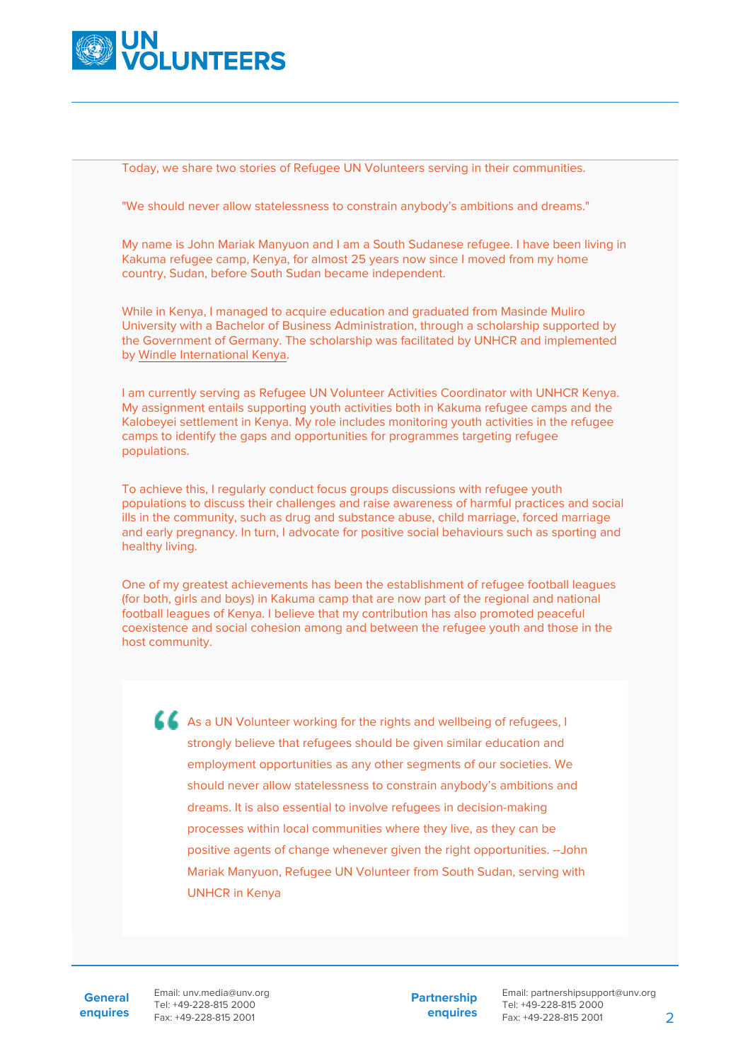Today, we share two stories of Refugee UN Volunteers serving in their communities.

"We should never allow statelessness to constrain anybody's ambitions and dreams."

My name is John Mariak Manyuon and I am a South Sudanese refugee. I have been living in Kakuma refugee camp, Kenya, for almost 25 years now since I moved from my home country, Sudan, before South Sudan became independent.

While in Kenya, I managed to acquire education and graduated from Masinde Muliro University with a Bachelor of Business Administration, through a scholarship supported by the Government of Germany. The scholarship was facilitated by UNHCR and implemented by Windle International Kenya.

I am currently serving as Refugee UN Volunteer Activities Coordinator with UNHCR Kenya. My assignment entails supporting youth activities both in Kakuma refugee camps and the Kalobeyei settlement in Kenya. My role includes monitoring youth activities in the refugee camps to identify the gaps and opportunities for programmes targeting refugee populations.

To achieve this, I regularly conduct focus groups discussions with refugee youth populations to discuss their challenges and raise awareness of harmful practices and social ills in the community, such as drug and substance abuse, child marriage, forced marriage and early pregnancy. In turn, I advocate for positive social behaviours such as sporting and healthy living.

One of my greatest achievements has been the establishment of refugee football leagues (for both, girls and boys) in Kakuma camp that are now part of the regional and national football leagues of Kenya. I believe that my contribution has also promoted peaceful coexistence and social cohesion among and between the refugee youth and those in the host community.

> As a UN Volunteer working for the rights and wellbeing of refugees, I strongly believe that refugees should be given similar education and employment opportunities as any other segments of our societies. We should never allow statelessness to constrain anybody's ambitions and dreams. It is also essential to involve refugees in decision-making processes within local communities where they live, as they can be positive agents of change whenever given the right opportunities. --John Mariak Manyuon, Refugee UN Volunteer from South Sudan, serving with UNHCR in Kenya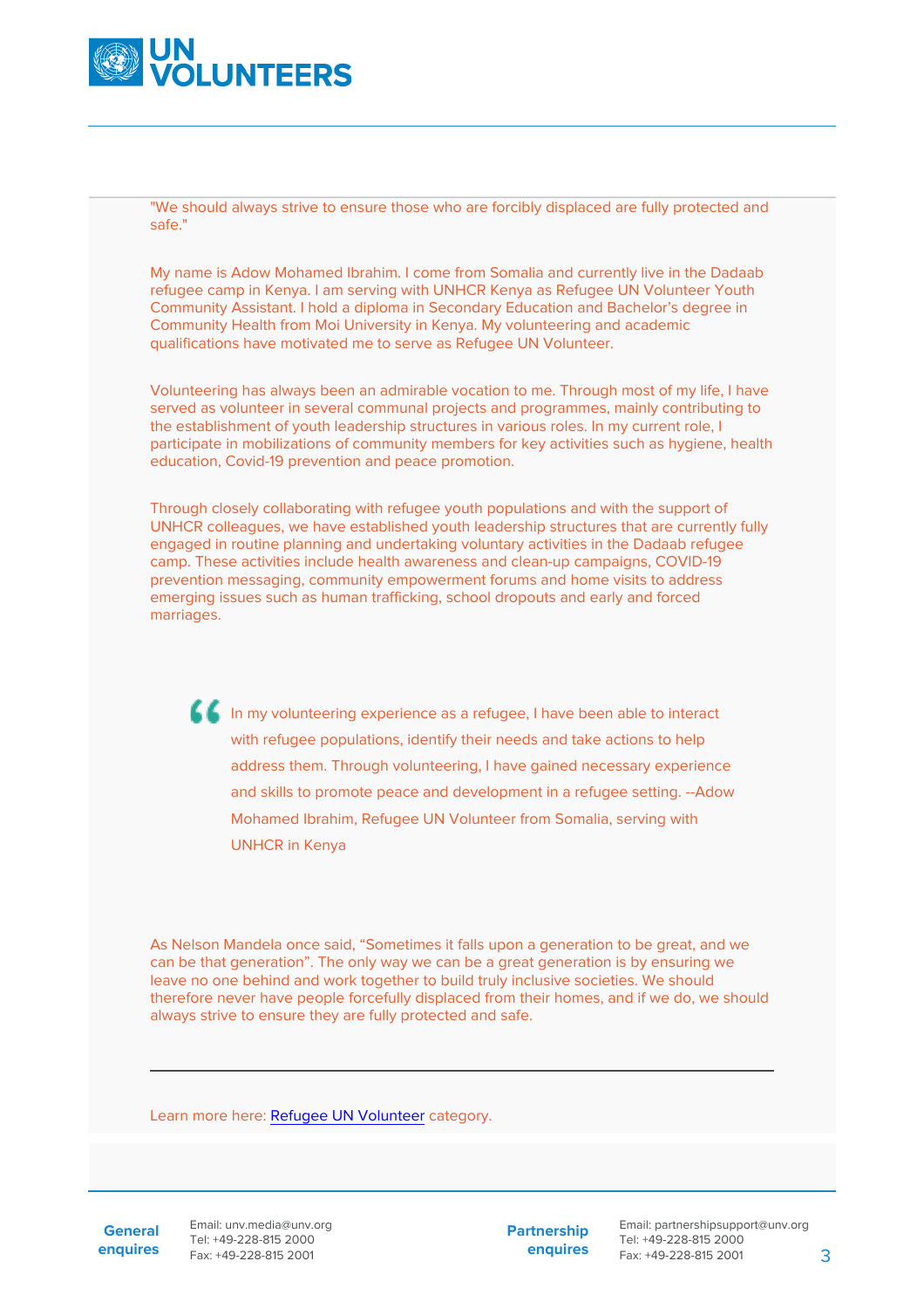"We should always strive to ensure those who are forcibly displaced are fully protected and safe."

My name is Adow Mohamed Ibrahim. I come from Somalia and currently live in the Dadaab refugee camp in Kenya. I am serving with UNHCR Kenya as Refugee UN Volunteer Youth Community Assistant. I hold a diploma in Secondary Education and Bachelor's degree in Community Health from Moi University in Kenya. My volunteering and academic qualifications have motivated me to serve as Refugee UN Volunteer.

Volunteering has always been an admirable vocation to me. Through most of my life, I have served as volunteer in several communal projects and programmes, mainly contributing to the establishment of youth leadership structures in various roles. In my current role, I participate in mobilizations of community members for key activities such as hygiene, health education, Covid-19 prevention and peace promotion.

Through closely collaborating with refugee youth populations and with the support of UNHCR colleagues, we have established youth leadership structures that are currently fully engaged in routine planning and undertaking voluntary activities in the Dadaab refugee camp. These activities include health awareness and clean-up campaigns, COVID-19 prevention messaging, community empowerment forums and home visits to address emerging issues such as human trafficking, school dropouts and early and forced marriages.

> In my volunteering experience as a refugee, I have been able to interact with refugee populations, identify their needs and take actions to help address them. Through volunteering, I have gained necessary experience and skills to promote peace and development in a refugee setting. --Adow Mohamed Ibrahim, Refugee UN Volunteer from Somalia, serving with UNHCR in Kenya

As Nelson Mandela once said, "Sometimes it falls upon a generation to be great, and we can be that generation". The only way we can be a great generation is by ensuring we leave no one behind and work together to build truly inclusive societies. We should therefore never have people forcefully displaced from their homes, and if we do, we should always strive to ensure they are fully protected and safe.

---

Learn more here: Refugee UN Volunteer category.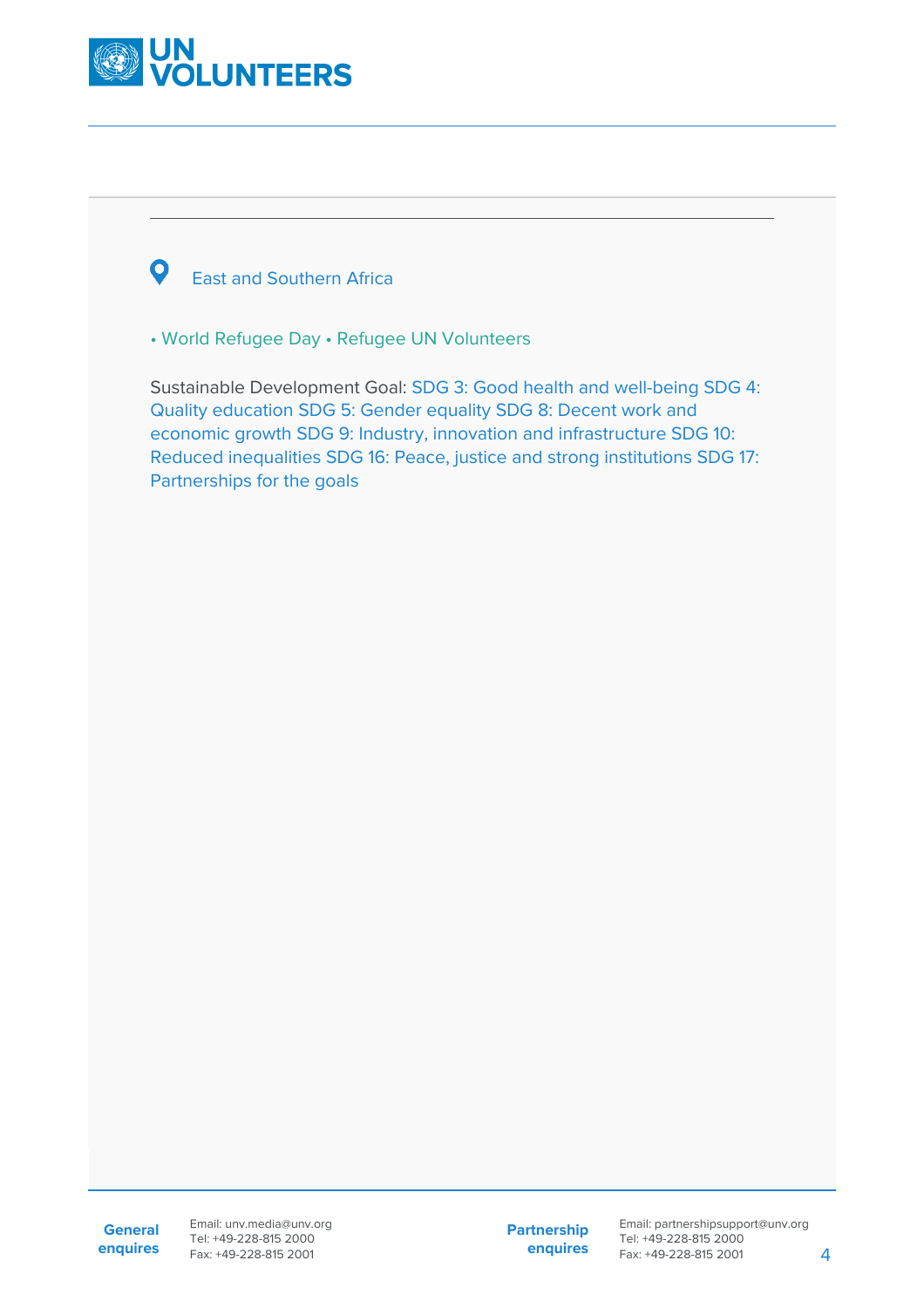East and Southern Africa

• World Refugee Day • Refugee UN Volunteers

Sustainable Development Goal: SDG 3: Good health and well-being SDG 4: Quality education SDG 5: Gender equality SDG 8: Decent work and economic growth SDG 9: Industry, innovation and infrastructure SDG 10: Reduced inequalities SDG 16: Peace, justice and strong institutions SDG 17: Partnerships for the goals